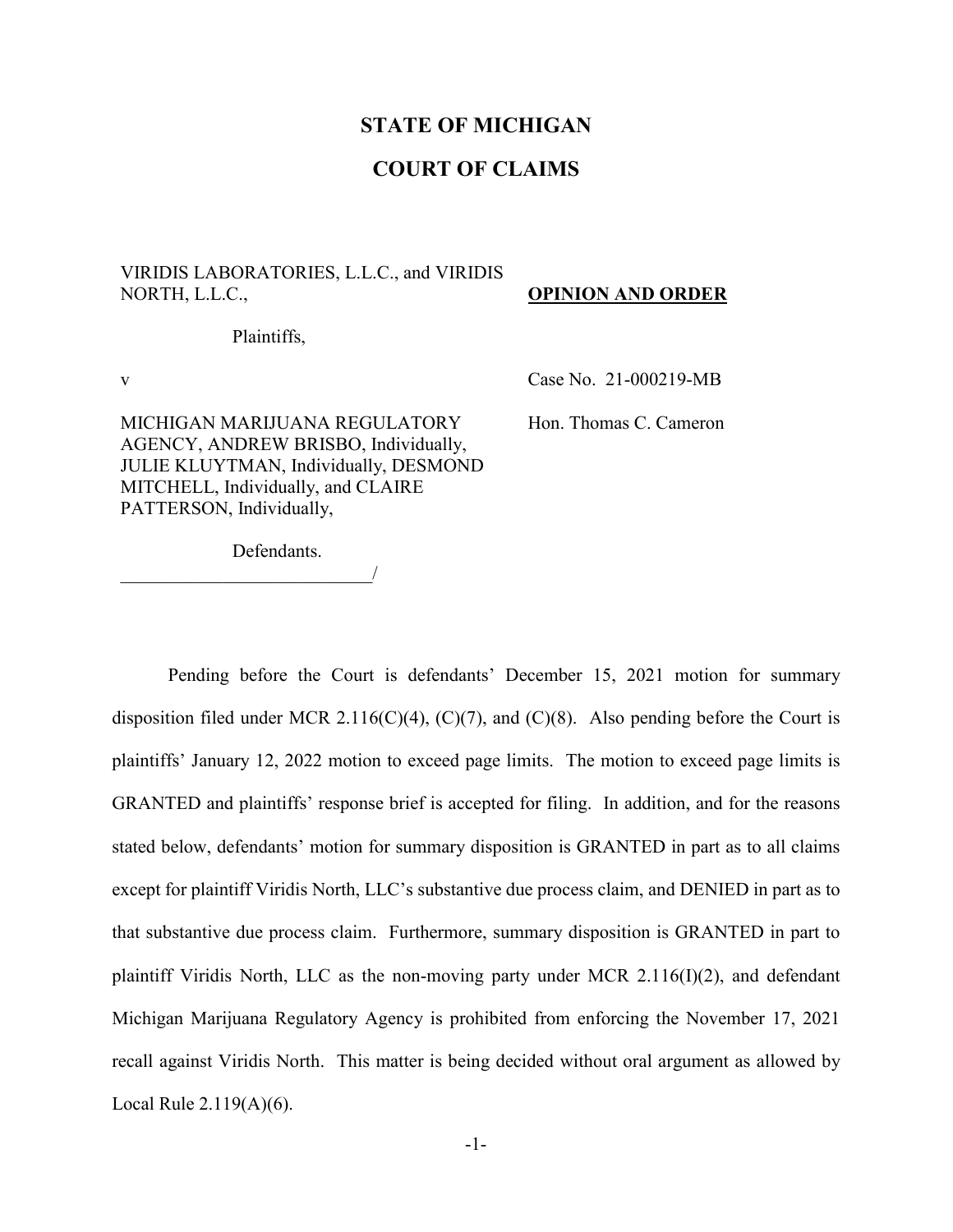# STATE OF MICHIGAN

# COURT OF CLAIMS

VIRIDIS LABORATORIES, L.L.C., and VIRIDIS NORTH, L.L.C.,

Plaintiffs,

v

MICHIGAN MARIJUANA REGULATORY AGENCY, ANDREW BRISBO, Individually, JULIE KLUYTMAN, Individually, DESMOND MITCHELL, Individually, and CLAIRE PATTERSON, Individually,

Defendants.

___________________________/

**OPINION AND ORDER**

Case No. 21-000219-MB

Hon. Thomas C. Cameron

Pending before the Court is defendants' December 15, 2021 motion for summary disposition filed under MCR 2.116(C)(4), (C)(7), and (C)(8). Also pending before the Court is plaintiffs' January 12, 2022 motion to exceed page limits. The motion to exceed page limits is GRANTED and plaintiffs' response brief is accepted for filing. In addition, and for the reasons stated below, defendants' motion for summary disposition is GRANTED in part as to all claims except for plaintiff Viridis North, LLC's substantive due process claim, and DENIED in part as to that substantive due process claim. Furthermore, summary disposition is GRANTED in part to plaintiff Viridis North, LLC as the non-moving party under MCR 2.116(I)(2), and defendant Michigan Marijuana Regulatory Agency is prohibited from enforcing the November 17, 2021 recall against Viridis North. This matter is being decided without oral argument as allowed by Local Rule 2.119(A)(6).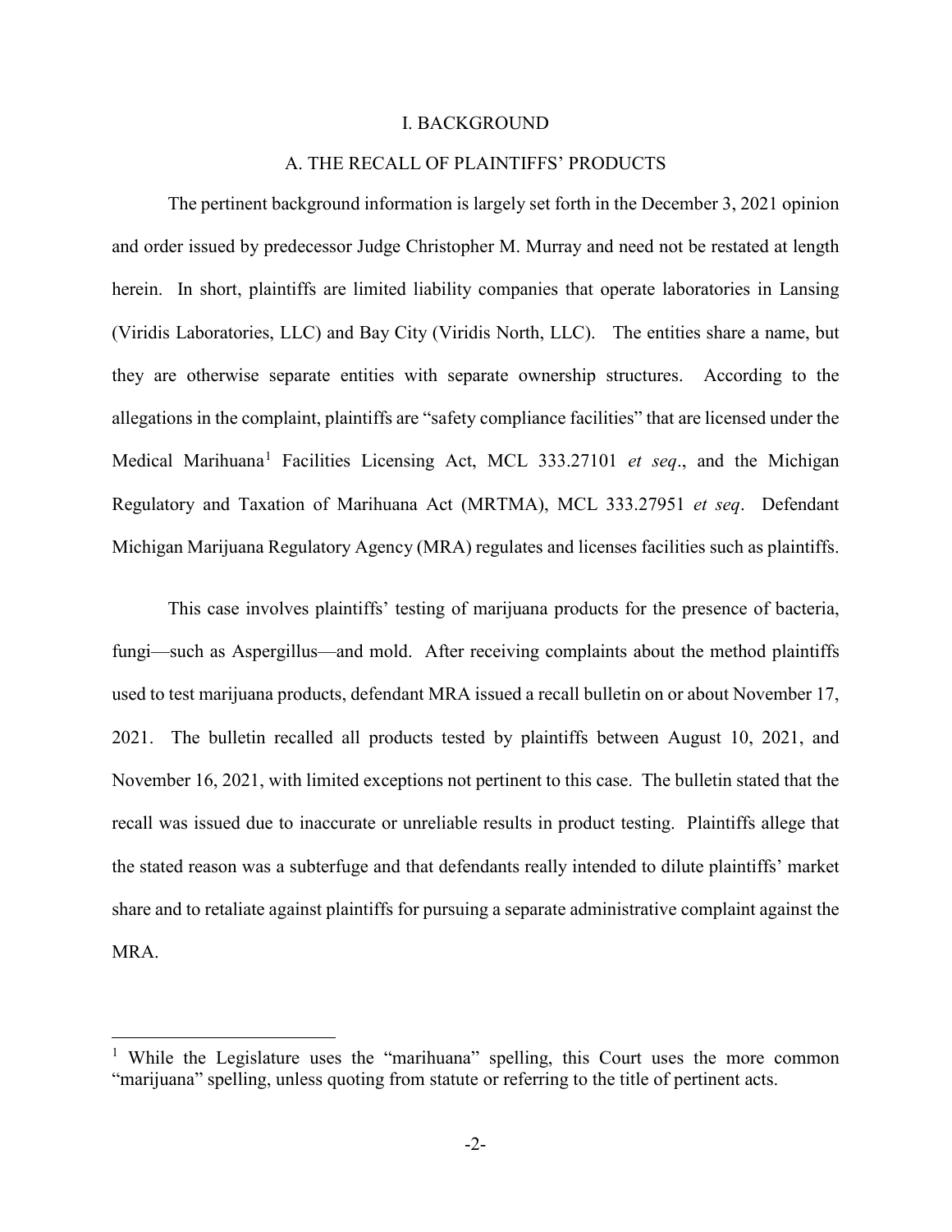# I. BACKGROUND

## A. THE RECALL OF PLAINTIFFS' PRODUCTS

The pertinent background information is largely set forth in the December 3, 2021 opinion and order issued by predecessor Judge Christopher M. Murray and need not be restated at length herein. In short, plaintiffs are limited liability companies that operate laboratories in Lansing (Viridis Laboratories, LLC) and Bay City (Viridis North, LLC). The entities share a name, but they are otherwise separate entities with separate ownership structures. According to the allegations in the complaint, plaintiffs are "safety compliance facilities" that are licensed under the Medical Marihuana[1] Facilities Licensing Act, MCL 333.27101 *et seq*., and the Michigan Regulatory and Taxation of Marihuana Act (MRTMA), MCL 333.27951 *et seq*. Defendant Michigan Marijuana Regulatory Agency (MRA) regulates and licenses facilities such as plaintiffs.

This case involves plaintiffs' testing of marijuana products for the presence of bacteria, fungi—such as Aspergillus—and mold. After receiving complaints about the method plaintiffs used to test marijuana products, defendant MRA issued a recall bulletin on or about November 17, 2021. The bulletin recalled all products tested by plaintiffs between August 10, 2021, and November 16, 2021, with limited exceptions not pertinent to this case. The bulletin stated that the recall was issued due to inaccurate or unreliable results in product testing. Plaintiffs allege that the stated reason was a subterfuge and that defendants really intended to dilute plaintiffs' market share and to retaliate against plaintiffs for pursuing a separate administrative complaint against the MRA.

[1] While the Legislature uses the "marihuana" spelling, this Court uses the more common "marijuana" spelling, unless quoting from statute or referring to the title of pertinent acts.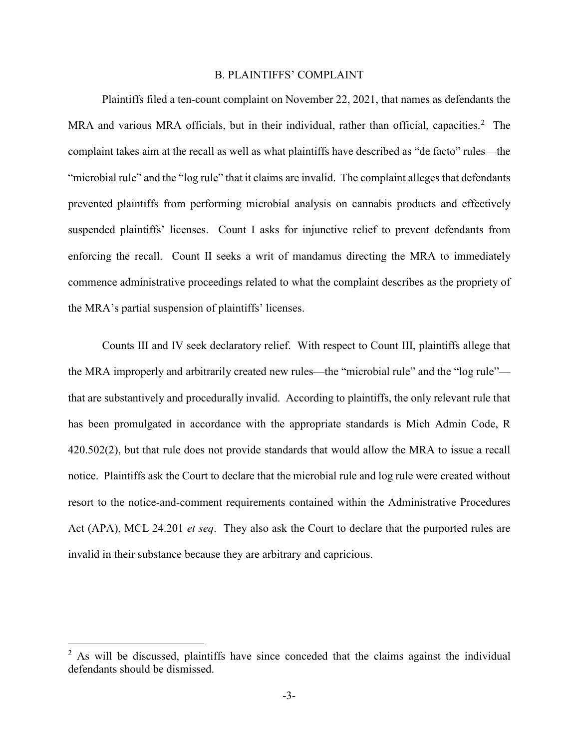## B. PLAINTIFFS' COMPLAINT

Plaintiffs filed a ten-count complaint on November 22, 2021, that names as defendants the MRA and various MRA officials, but in their individual, rather than official, capacities.[2] The complaint takes aim at the recall as well as what plaintiffs have described as "de facto" rules—the "microbial rule" and the "log rule" that it claims are invalid. The complaint alleges that defendants prevented plaintiffs from performing microbial analysis on cannabis products and effectively suspended plaintiffs' licenses. Count I asks for injunctive relief to prevent defendants from enforcing the recall. Count II seeks a writ of mandamus directing the MRA to immediately commence administrative proceedings related to what the complaint describes as the propriety of the MRA's partial suspension of plaintiffs' licenses.

Counts III and IV seek declaratory relief. With respect to Count III, plaintiffs allege that the MRA improperly and arbitrarily created new rules—the "microbial rule" and the "log rule"—that are substantively and procedurally invalid. According to plaintiffs, the only relevant rule that has been promulgated in accordance with the appropriate standards is Mich Admin Code, R 420.502(2), but that rule does not provide standards that would allow the MRA to issue a recall notice. Plaintiffs ask the Court to declare that the microbial rule and log rule were created without resort to the notice-and-comment requirements contained within the Administrative Procedures Act (APA), MCL 24.201 *et seq*. They also ask the Court to declare that the purported rules are invalid in their substance because they are arbitrary and capricious.

---

[2] As will be discussed, plaintiffs have since conceded that the claims against the individual defendants should be dismissed.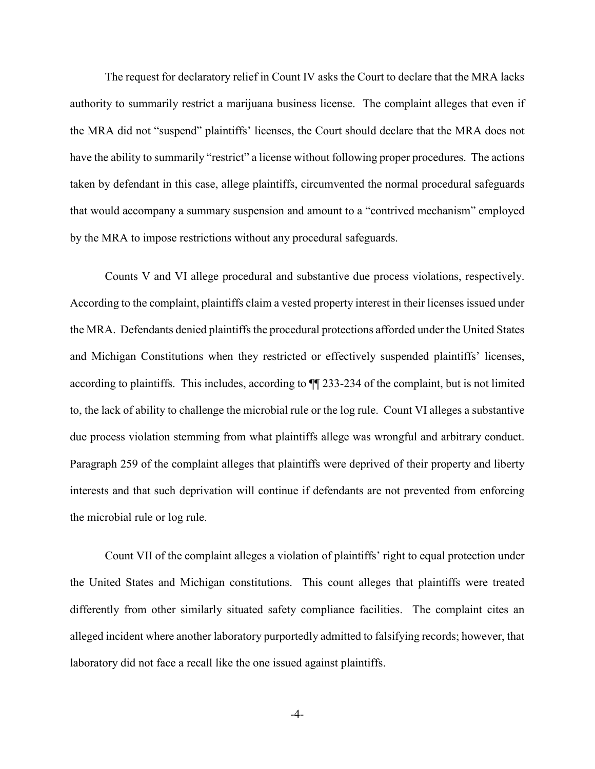The request for declaratory relief in Count IV asks the Court to declare that the MRA lacks authority to summarily restrict a marijuana business license. The complaint alleges that even if the MRA did not "suspend" plaintiffs' licenses, the Court should declare that the MRA does not have the ability to summarily "restrict" a license without following proper procedures. The actions taken by defendant in this case, allege plaintiffs, circumvented the normal procedural safeguards that would accompany a summary suspension and amount to a "contrived mechanism" employed by the MRA to impose restrictions without any procedural safeguards.

Counts V and VI allege procedural and substantive due process violations, respectively. According to the complaint, plaintiffs claim a vested property interest in their licenses issued under the MRA. Defendants denied plaintiffs the procedural protections afforded under the United States and Michigan Constitutions when they restricted or effectively suspended plaintiffs' licenses, according to plaintiffs. This includes, according to ¶¶ 233-234 of the complaint, but is not limited to, the lack of ability to challenge the microbial rule or the log rule. Count VI alleges a substantive due process violation stemming from what plaintiffs allege was wrongful and arbitrary conduct. Paragraph 259 of the complaint alleges that plaintiffs were deprived of their property and liberty interests and that such deprivation will continue if defendants are not prevented from enforcing the microbial rule or log rule.

Count VII of the complaint alleges a violation of plaintiffs' right to equal protection under the United States and Michigan constitutions. This count alleges that plaintiffs were treated differently from other similarly situated safety compliance facilities. The complaint cites an alleged incident where another laboratory purportedly admitted to falsifying records; however, that laboratory did not face a recall like the one issued against plaintiffs.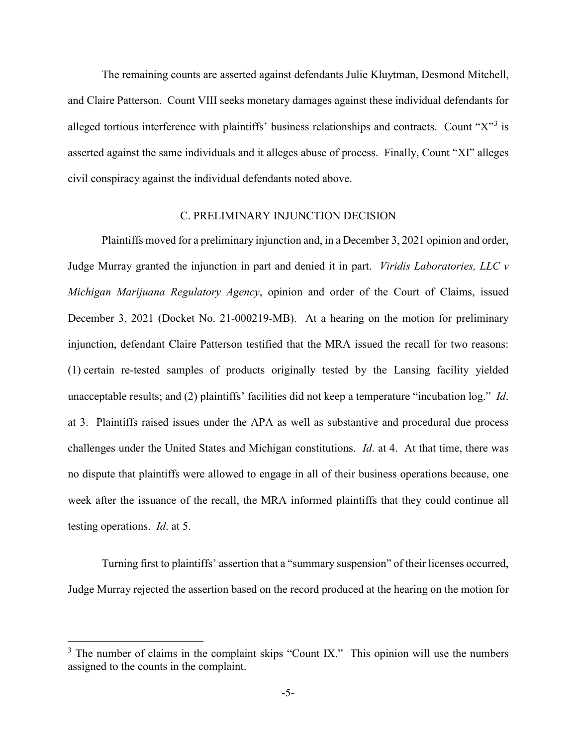The remaining counts are asserted against defendants Julie Kluytman, Desmond Mitchell, and Claire Patterson. Count VIII seeks monetary damages against these individual defendants for alleged tortious interference with plaintiffs' business relationships and contracts. Count "X"[3] is asserted against the same individuals and it alleges abuse of process. Finally, Count "XI" alleges civil conspiracy against the individual defendants noted above.

## C. PRELIMINARY INJUNCTION DECISION

Plaintiffs moved for a preliminary injunction and, in a December 3, 2021 opinion and order, Judge Murray granted the injunction in part and denied it in part. *Viridis Laboratories, LLC v Michigan Marijuana Regulatory Agency*, opinion and order of the Court of Claims, issued December 3, 2021 (Docket No. 21-000219-MB). At a hearing on the motion for preliminary injunction, defendant Claire Patterson testified that the MRA issued the recall for two reasons: (1) certain re-tested samples of products originally tested by the Lansing facility yielded unacceptable results; and (2) plaintiffs' facilities did not keep a temperature "incubation log." *Id*. at 3. Plaintiffs raised issues under the APA as well as substantive and procedural due process challenges under the United States and Michigan constitutions. *Id*. at 4. At that time, there was no dispute that plaintiffs were allowed to engage in all of their business operations because, one week after the issuance of the recall, the MRA informed plaintiffs that they could continue all testing operations. *Id*. at 5.

Turning first to plaintiffs' assertion that a "summary suspension" of their licenses occurred, Judge Murray rejected the assertion based on the record produced at the hearing on the motion for

---

[3] The number of claims in the complaint skips "Count IX." This opinion will use the numbers assigned to the counts in the complaint.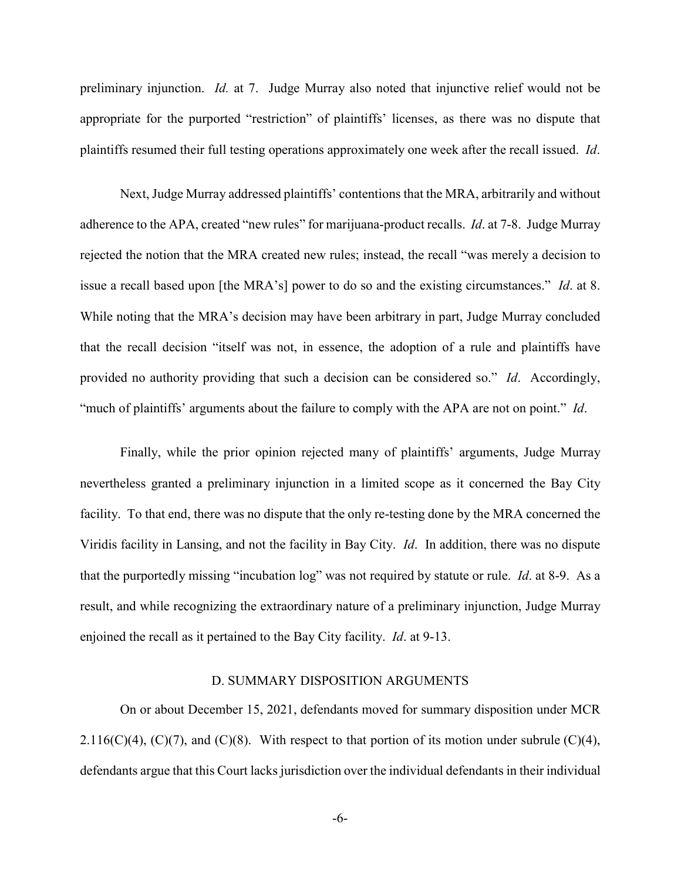preliminary injunction. *Id.* at 7. Judge Murray also noted that injunctive relief would not be appropriate for the purported "restriction" of plaintiffs' licenses, as there was no dispute that plaintiffs resumed their full testing operations approximately one week after the recall issued. *Id*.

Next, Judge Murray addressed plaintiffs' contentions that the MRA, arbitrarily and without adherence to the APA, created "new rules" for marijuana-product recalls. *Id*. at 7-8. Judge Murray rejected the notion that the MRA created new rules; instead, the recall "was merely a decision to issue a recall based upon [the MRA's] power to do so and the existing circumstances." *Id*. at 8. While noting that the MRA's decision may have been arbitrary in part, Judge Murray concluded that the recall decision "itself was not, in essence, the adoption of a rule and plaintiffs have provided no authority providing that such a decision can be considered so." *Id*. Accordingly, "much of plaintiffs' arguments about the failure to comply with the APA are not on point." *Id*.

Finally, while the prior opinion rejected many of plaintiffs' arguments, Judge Murray nevertheless granted a preliminary injunction in a limited scope as it concerned the Bay City facility. To that end, there was no dispute that the only re-testing done by the MRA concerned the Viridis facility in Lansing, and not the facility in Bay City. *Id*. In addition, there was no dispute that the purportedly missing "incubation log" was not required by statute or rule. *Id*. at 8-9. As a result, and while recognizing the extraordinary nature of a preliminary injunction, Judge Murray enjoined the recall as it pertained to the Bay City facility. *Id*. at 9-13.

### D. SUMMARY DISPOSITION ARGUMENTS

On or about December 15, 2021, defendants moved for summary disposition under MCR 2.116(C)(4), (C)(7), and (C)(8). With respect to that portion of its motion under subrule (C)(4), defendants argue that this Court lacks jurisdiction over the individual defendants in their individual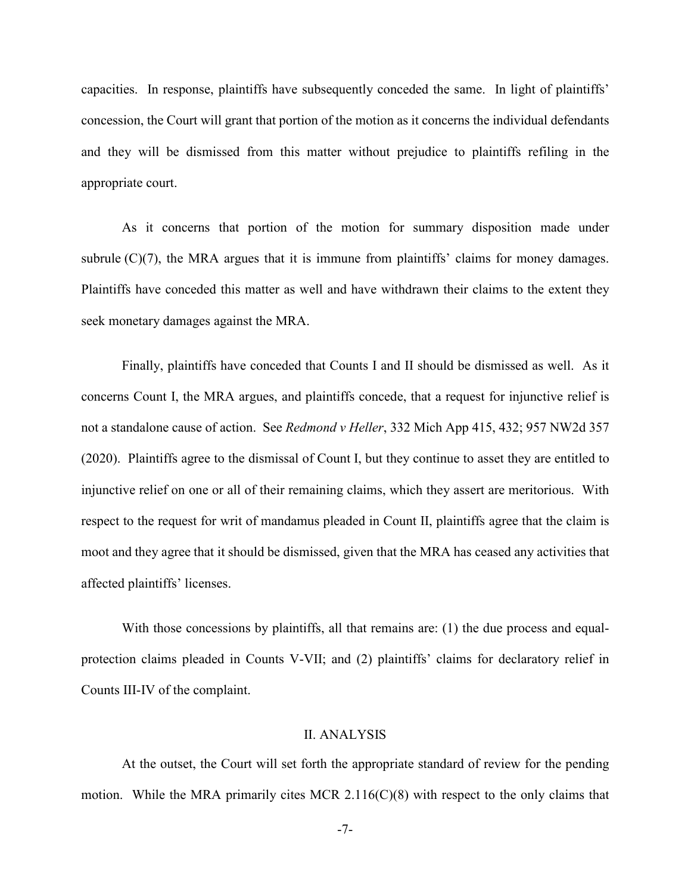capacities. In response, plaintiffs have subsequently conceded the same. In light of plaintiffs' concession, the Court will grant that portion of the motion as it concerns the individual defendants and they will be dismissed from this matter without prejudice to plaintiffs refiling in the appropriate court.

As it concerns that portion of the motion for summary disposition made under subrule (C)(7), the MRA argues that it is immune from plaintiffs' claims for money damages. Plaintiffs have conceded this matter as well and have withdrawn their claims to the extent they seek monetary damages against the MRA.

Finally, plaintiffs have conceded that Counts I and II should be dismissed as well. As it concerns Count I, the MRA argues, and plaintiffs concede, that a request for injunctive relief is not a standalone cause of action. See *Redmond v Heller*, 332 Mich App 415, 432; 957 NW2d 357 (2020). Plaintiffs agree to the dismissal of Count I, but they continue to asset they are entitled to injunctive relief on one or all of their remaining claims, which they assert are meritorious. With respect to the request for writ of mandamus pleaded in Count II, plaintiffs agree that the claim is moot and they agree that it should be dismissed, given that the MRA has ceased any activities that affected plaintiffs' licenses.

With those concessions by plaintiffs, all that remains are: (1) the due process and equal-protection claims pleaded in Counts V-VII; and (2) plaintiffs' claims for declaratory relief in Counts III-IV of the complaint.

## II. ANALYSIS

At the outset, the Court will set forth the appropriate standard of review for the pending motion. While the MRA primarily cites MCR 2.116(C)(8) with respect to the only claims that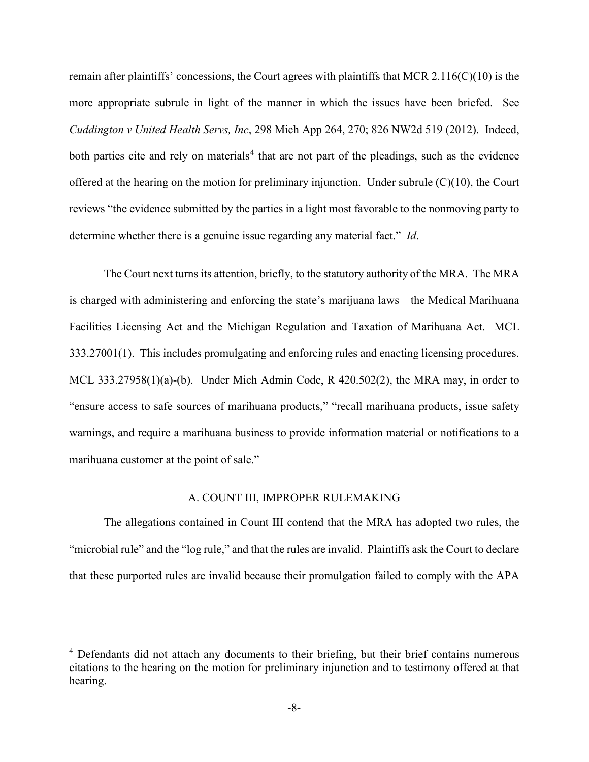remain after plaintiffs' concessions, the Court agrees with plaintiffs that MCR 2.116(C)(10) is the more appropriate subrule in light of the manner in which the issues have been briefed. See *Cuddington v United Health Servs, Inc*, 298 Mich App 264, 270; 826 NW2d 519 (2012). Indeed, both parties cite and rely on materials[4] that are not part of the pleadings, such as the evidence offered at the hearing on the motion for preliminary injunction. Under subrule (C)(10), the Court reviews "the evidence submitted by the parties in a light most favorable to the nonmoving party to determine whether there is a genuine issue regarding any material fact." *Id*.

The Court next turns its attention, briefly, to the statutory authority of the MRA. The MRA is charged with administering and enforcing the state's marijuana laws—the Medical Marihuana Facilities Licensing Act and the Michigan Regulation and Taxation of Marihuana Act. MCL 333.27001(1). This includes promulgating and enforcing rules and enacting licensing procedures. MCL 333.27958(1)(a)-(b). Under Mich Admin Code, R 420.502(2), the MRA may, in order to "ensure access to safe sources of marihuana products," "recall marihuana products, issue safety warnings, and require a marihuana business to provide information material or notifications to a marihuana customer at the point of sale."

## A. COUNT III, IMPROPER RULEMAKING

The allegations contained in Count III contend that the MRA has adopted two rules, the "microbial rule" and the "log rule," and that the rules are invalid. Plaintiffs ask the Court to declare that these purported rules are invalid because their promulgation failed to comply with the APA

---

[4] Defendants did not attach any documents to their briefing, but their brief contains numerous citations to the hearing on the motion for preliminary injunction and to testimony offered at that hearing.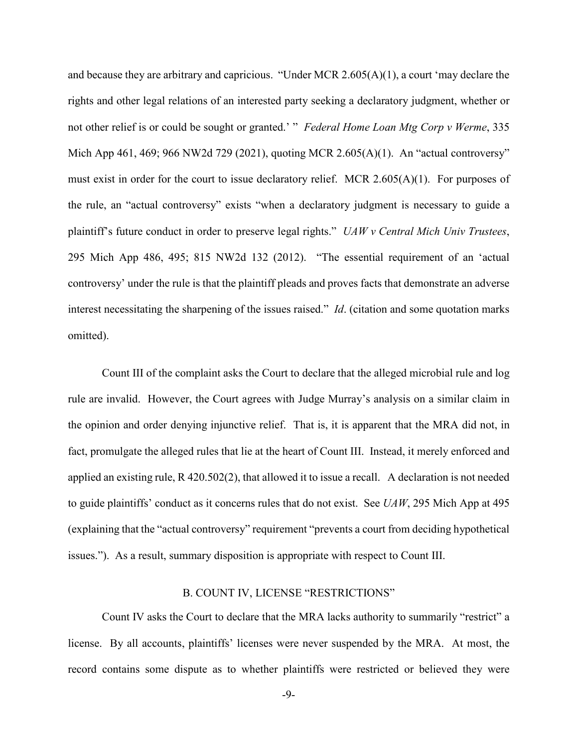and because they are arbitrary and capricious. "Under MCR 2.605(A)(1), a court 'may declare the rights and other legal relations of an interested party seeking a declaratory judgment, whether or not other relief is or could be sought or granted.' " *Federal Home Loan Mtg Corp v Werme*, 335 Mich App 461, 469; 966 NW2d 729 (2021), quoting MCR 2.605(A)(1). An "actual controversy" must exist in order for the court to issue declaratory relief. MCR 2.605(A)(1). For purposes of the rule, an "actual controversy" exists "when a declaratory judgment is necessary to guide a plaintiff's future conduct in order to preserve legal rights." *UAW v Central Mich Univ Trustees*, 295 Mich App 486, 495; 815 NW2d 132 (2012). "The essential requirement of an 'actual controversy' under the rule is that the plaintiff pleads and proves facts that demonstrate an adverse interest necessitating the sharpening of the issues raised." *Id*. (citation and some quotation marks omitted).

Count III of the complaint asks the Court to declare that the alleged microbial rule and log rule are invalid. However, the Court agrees with Judge Murray's analysis on a similar claim in the opinion and order denying injunctive relief. That is, it is apparent that the MRA did not, in fact, promulgate the alleged rules that lie at the heart of Count III. Instead, it merely enforced and applied an existing rule, R 420.502(2), that allowed it to issue a recall. A declaration is not needed to guide plaintiffs' conduct as it concerns rules that do not exist. See *UAW*, 295 Mich App at 495 (explaining that the "actual controversy" requirement "prevents a court from deciding hypothetical issues."). As a result, summary disposition is appropriate with respect to Count III.

### B. COUNT IV, LICENSE "RESTRICTIONS"

Count IV asks the Court to declare that the MRA lacks authority to summarily "restrict" a license. By all accounts, plaintiffs' licenses were never suspended by the MRA. At most, the record contains some dispute as to whether plaintiffs were restricted or believed they were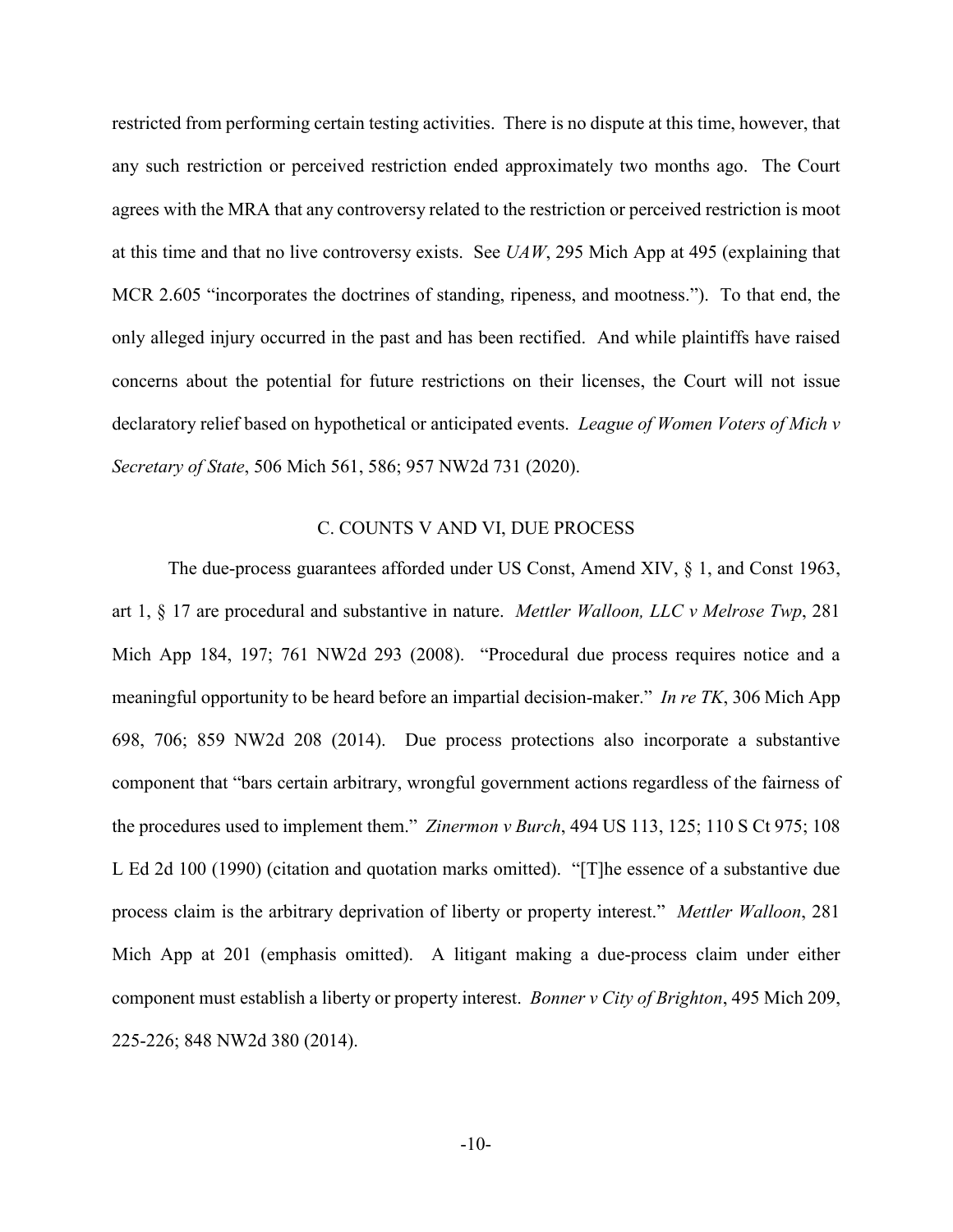restricted from performing certain testing activities. There is no dispute at this time, however, that any such restriction or perceived restriction ended approximately two months ago. The Court agrees with the MRA that any controversy related to the restriction or perceived restriction is moot at this time and that no live controversy exists. See *UAW*, 295 Mich App at 495 (explaining that MCR 2.605 "incorporates the doctrines of standing, ripeness, and mootness."). To that end, the only alleged injury occurred in the past and has been rectified. And while plaintiffs have raised concerns about the potential for future restrictions on their licenses, the Court will not issue declaratory relief based on hypothetical or anticipated events. *League of Women Voters of Mich v Secretary of State*, 506 Mich 561, 586; 957 NW2d 731 (2020).

### C. COUNTS V AND VI, DUE PROCESS

The due-process guarantees afforded under US Const, Amend XIV, § 1, and Const 1963, art 1, § 17 are procedural and substantive in nature. *Mettler Walloon, LLC v Melrose Twp*, 281 Mich App 184, 197; 761 NW2d 293 (2008). "Procedural due process requires notice and a meaningful opportunity to be heard before an impartial decision-maker." *In re TK*, 306 Mich App 698, 706; 859 NW2d 208 (2014). Due process protections also incorporate a substantive component that "bars certain arbitrary, wrongful government actions regardless of the fairness of the procedures used to implement them." *Zinermon v Burch*, 494 US 113, 125; 110 S Ct 975; 108 L Ed 2d 100 (1990) (citation and quotation marks omitted). "[T]he essence of a substantive due process claim is the arbitrary deprivation of liberty or property interest." *Mettler Walloon*, 281 Mich App at 201 (emphasis omitted). A litigant making a due-process claim under either component must establish a liberty or property interest. *Bonner v City of Brighton*, 495 Mich 209, 225-226; 848 NW2d 380 (2014).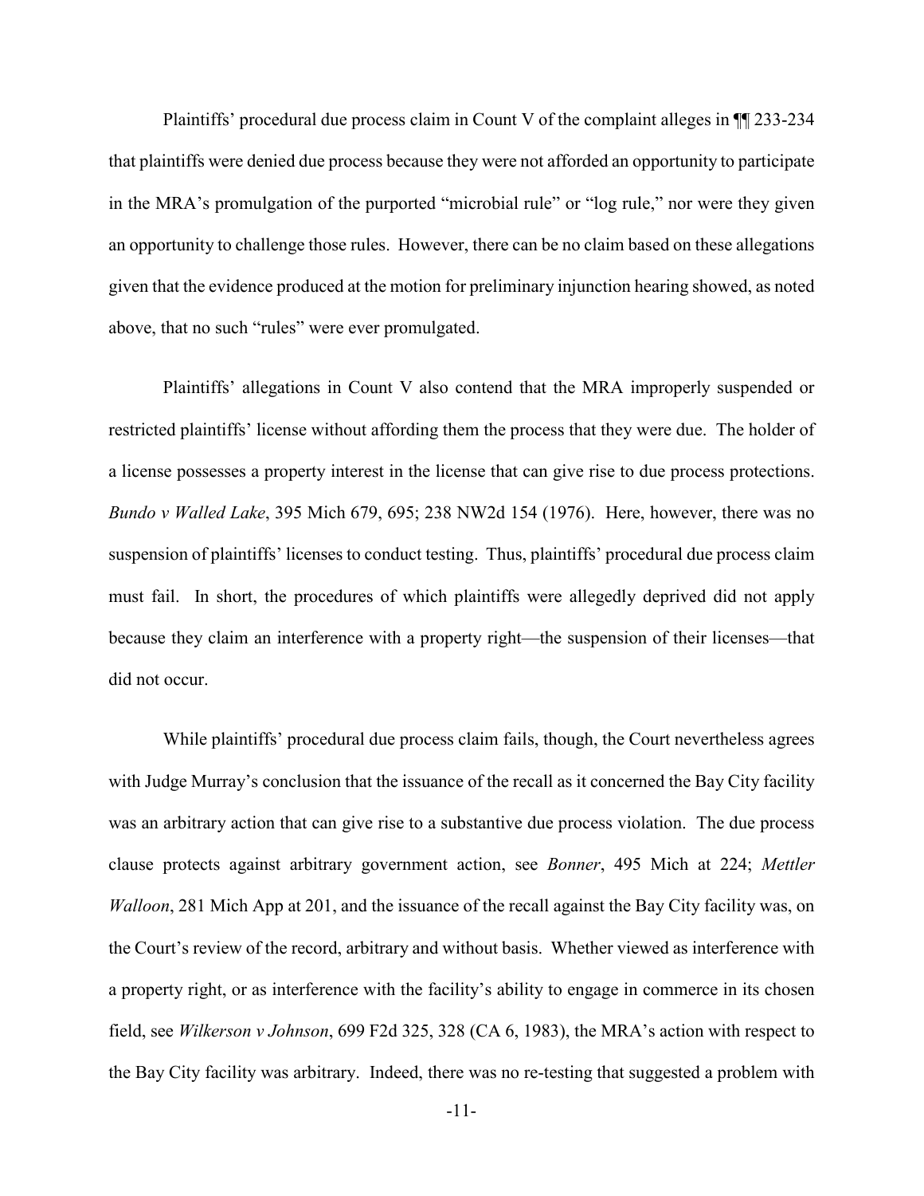Plaintiffs' procedural due process claim in Count V of the complaint alleges in ¶¶ 233-234 that plaintiffs were denied due process because they were not afforded an opportunity to participate in the MRA's promulgation of the purported "microbial rule" or "log rule," nor were they given an opportunity to challenge those rules. However, there can be no claim based on these allegations given that the evidence produced at the motion for preliminary injunction hearing showed, as noted above, that no such "rules" were ever promulgated.

Plaintiffs' allegations in Count V also contend that the MRA improperly suspended or restricted plaintiffs' license without affording them the process that they were due. The holder of a license possesses a property interest in the license that can give rise to due process protections. *Bundo v Walled Lake*, 395 Mich 679, 695; 238 NW2d 154 (1976). Here, however, there was no suspension of plaintiffs' licenses to conduct testing. Thus, plaintiffs' procedural due process claim must fail. In short, the procedures of which plaintiffs were allegedly deprived did not apply because they claim an interference with a property right—the suspension of their licenses—that did not occur.

While plaintiffs' procedural due process claim fails, though, the Court nevertheless agrees with Judge Murray's conclusion that the issuance of the recall as it concerned the Bay City facility was an arbitrary action that can give rise to a substantive due process violation. The due process clause protects against arbitrary government action, see *Bonner*, 495 Mich at 224; *Mettler Walloon*, 281 Mich App at 201, and the issuance of the recall against the Bay City facility was, on the Court's review of the record, arbitrary and without basis. Whether viewed as interference with a property right, or as interference with the facility's ability to engage in commerce in its chosen field, see *Wilkerson v Johnson*, 699 F2d 325, 328 (CA 6, 1983), the MRA's action with respect to the Bay City facility was arbitrary. Indeed, there was no re-testing that suggested a problem with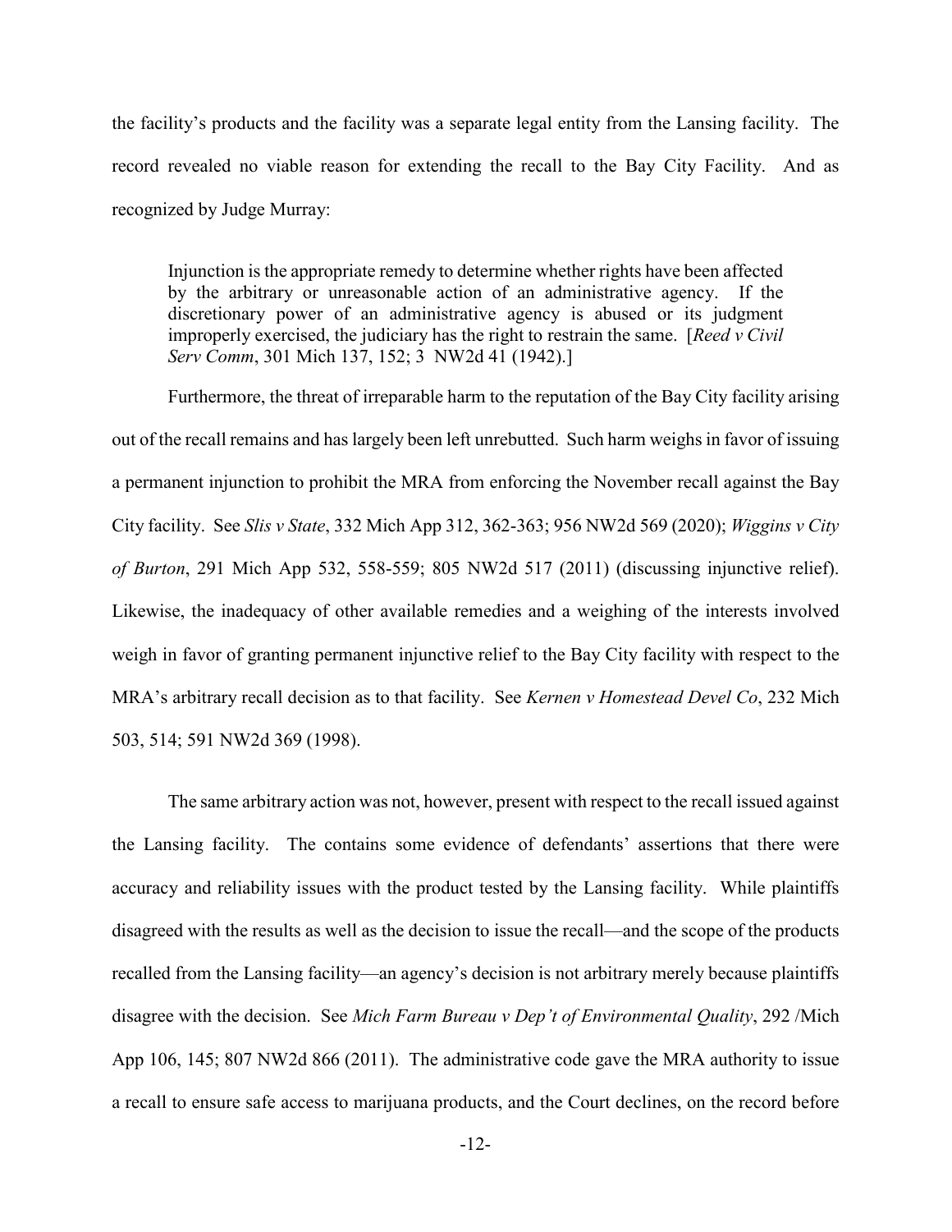the facility's products and the facility was a separate legal entity from the Lansing facility. The record revealed no viable reason for extending the recall to the Bay City Facility. And as recognized by Judge Murray:

> Injunction is the appropriate remedy to determine whether rights have been affected by the arbitrary or unreasonable action of an administrative agency. If the discretionary power of an administrative agency is abused or its judgment improperly exercised, the judiciary has the right to restrain the same. [*Reed v Civil Serv Comm*, 301 Mich 137, 152; 3 NW2d 41 (1942).]

Furthermore, the threat of irreparable harm to the reputation of the Bay City facility arising out of the recall remains and has largely been left unrebutted. Such harm weighs in favor of issuing a permanent injunction to prohibit the MRA from enforcing the November recall against the Bay City facility. See *Slis v State*, 332 Mich App 312, 362-363; 956 NW2d 569 (2020); *Wiggins v City of Burton*, 291 Mich App 532, 558-559; 805 NW2d 517 (2011) (discussing injunctive relief). Likewise, the inadequacy of other available remedies and a weighing of the interests involved weigh in favor of granting permanent injunctive relief to the Bay City facility with respect to the MRA's arbitrary recall decision as to that facility. See *Kernen v Homestead Devel Co*, 232 Mich 503, 514; 591 NW2d 369 (1998).

The same arbitrary action was not, however, present with respect to the recall issued against the Lansing facility. The contains some evidence of defendants' assertions that there were accuracy and reliability issues with the product tested by the Lansing facility. While plaintiffs disagreed with the results as well as the decision to issue the recall—and the scope of the products recalled from the Lansing facility—an agency's decision is not arbitrary merely because plaintiffs disagree with the decision. See *Mich Farm Bureau v Dep't of Environmental Quality*, 292 /Mich App 106, 145; 807 NW2d 866 (2011). The administrative code gave the MRA authority to issue a recall to ensure safe access to marijuana products, and the Court declines, on the record before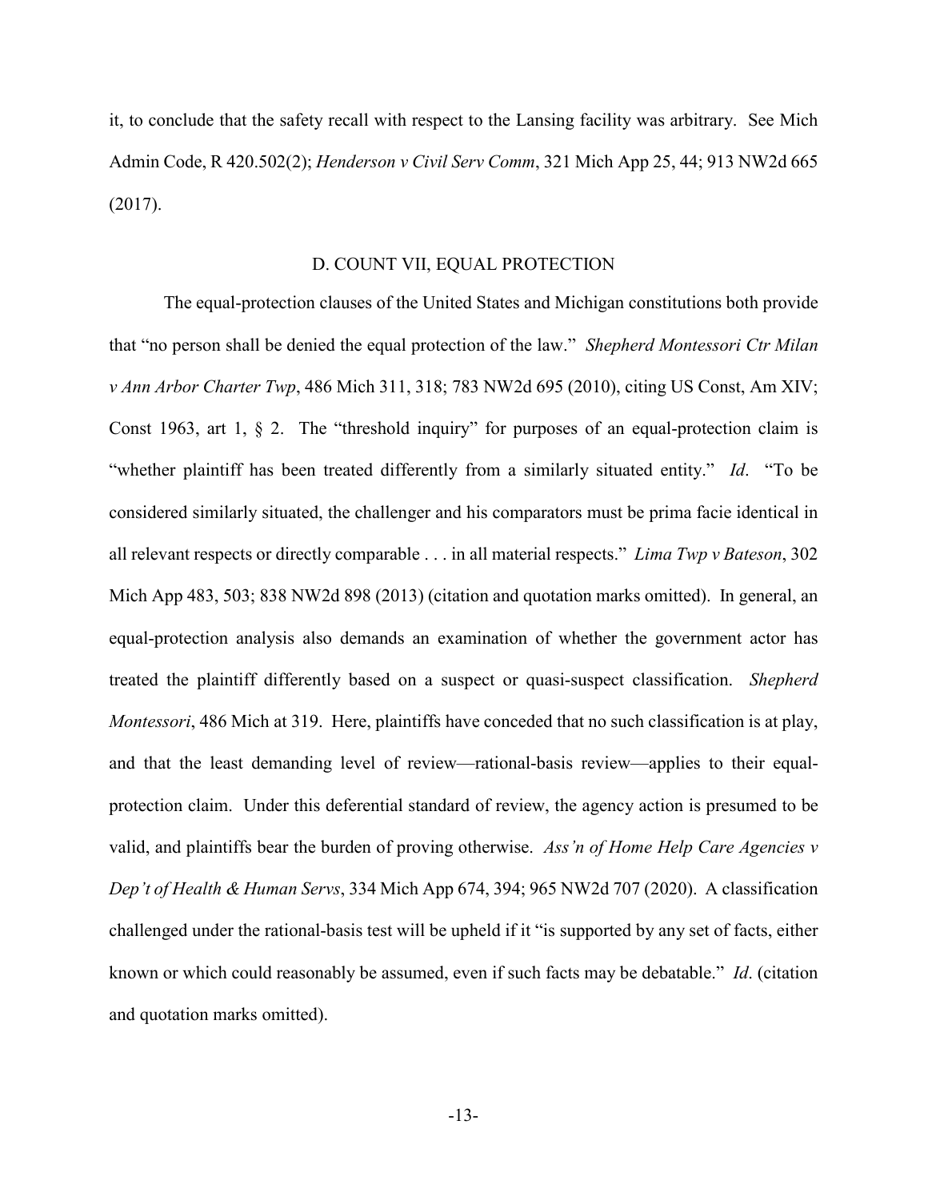it, to conclude that the safety recall with respect to the Lansing facility was arbitrary. See Mich Admin Code, R 420.502(2); *Henderson v Civil Serv Comm*, 321 Mich App 25, 44; 913 NW2d 665 (2017).

## D. COUNT VII, EQUAL PROTECTION

The equal-protection clauses of the United States and Michigan constitutions both provide that "no person shall be denied the equal protection of the law." *Shepherd Montessori Ctr Milan v Ann Arbor Charter Twp*, 486 Mich 311, 318; 783 NW2d 695 (2010), citing US Const, Am XIV; Const 1963, art 1, § 2. The "threshold inquiry" for purposes of an equal-protection claim is "whether plaintiff has been treated differently from a similarly situated entity." *Id*. "To be considered similarly situated, the challenger and his comparators must be prima facie identical in all relevant respects or directly comparable . . . in all material respects." *Lima Twp v Bateson*, 302 Mich App 483, 503; 838 NW2d 898 (2013) (citation and quotation marks omitted). In general, an equal-protection analysis also demands an examination of whether the government actor has treated the plaintiff differently based on a suspect or quasi-suspect classification. *Shepherd Montessori*, 486 Mich at 319. Here, plaintiffs have conceded that no such classification is at play, and that the least demanding level of review—rational-basis review—applies to their equal-protection claim. Under this deferential standard of review, the agency action is presumed to be valid, and plaintiffs bear the burden of proving otherwise. *Ass'n of Home Help Care Agencies v Dep't of Health & Human Servs*, 334 Mich App 674, 394; 965 NW2d 707 (2020). A classification challenged under the rational-basis test will be upheld if it "is supported by any set of facts, either known or which could reasonably be assumed, even if such facts may be debatable." *Id*. (citation and quotation marks omitted).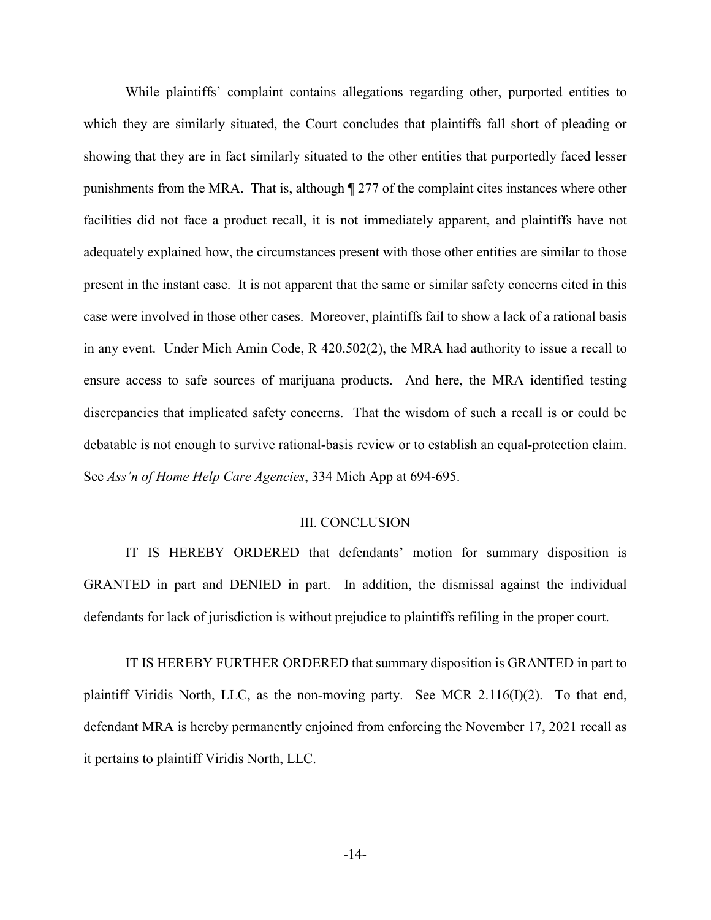While plaintiffs' complaint contains allegations regarding other, purported entities to which they are similarly situated, the Court concludes that plaintiffs fall short of pleading or showing that they are in fact similarly situated to the other entities that purportedly faced lesser punishments from the MRA. That is, although ¶ 277 of the complaint cites instances where other facilities did not face a product recall, it is not immediately apparent, and plaintiffs have not adequately explained how, the circumstances present with those other entities are similar to those present in the instant case. It is not apparent that the same or similar safety concerns cited in this case were involved in those other cases. Moreover, plaintiffs fail to show a lack of a rational basis in any event. Under Mich Amin Code, R 420.502(2), the MRA had authority to issue a recall to ensure access to safe sources of marijuana products. And here, the MRA identified testing discrepancies that implicated safety concerns. That the wisdom of such a recall is or could be debatable is not enough to survive rational-basis review or to establish an equal-protection claim. See *Ass'n of Home Help Care Agencies*, 334 Mich App at 694-695.

## III. CONCLUSION

IT IS HEREBY ORDERED that defendants' motion for summary disposition is GRANTED in part and DENIED in part. In addition, the dismissal against the individual defendants for lack of jurisdiction is without prejudice to plaintiffs refiling in the proper court.

IT IS HEREBY FURTHER ORDERED that summary disposition is GRANTED in part to plaintiff Viridis North, LLC, as the non-moving party. See MCR 2.116(I)(2). To that end, defendant MRA is hereby permanently enjoined from enforcing the November 17, 2021 recall as it pertains to plaintiff Viridis North, LLC.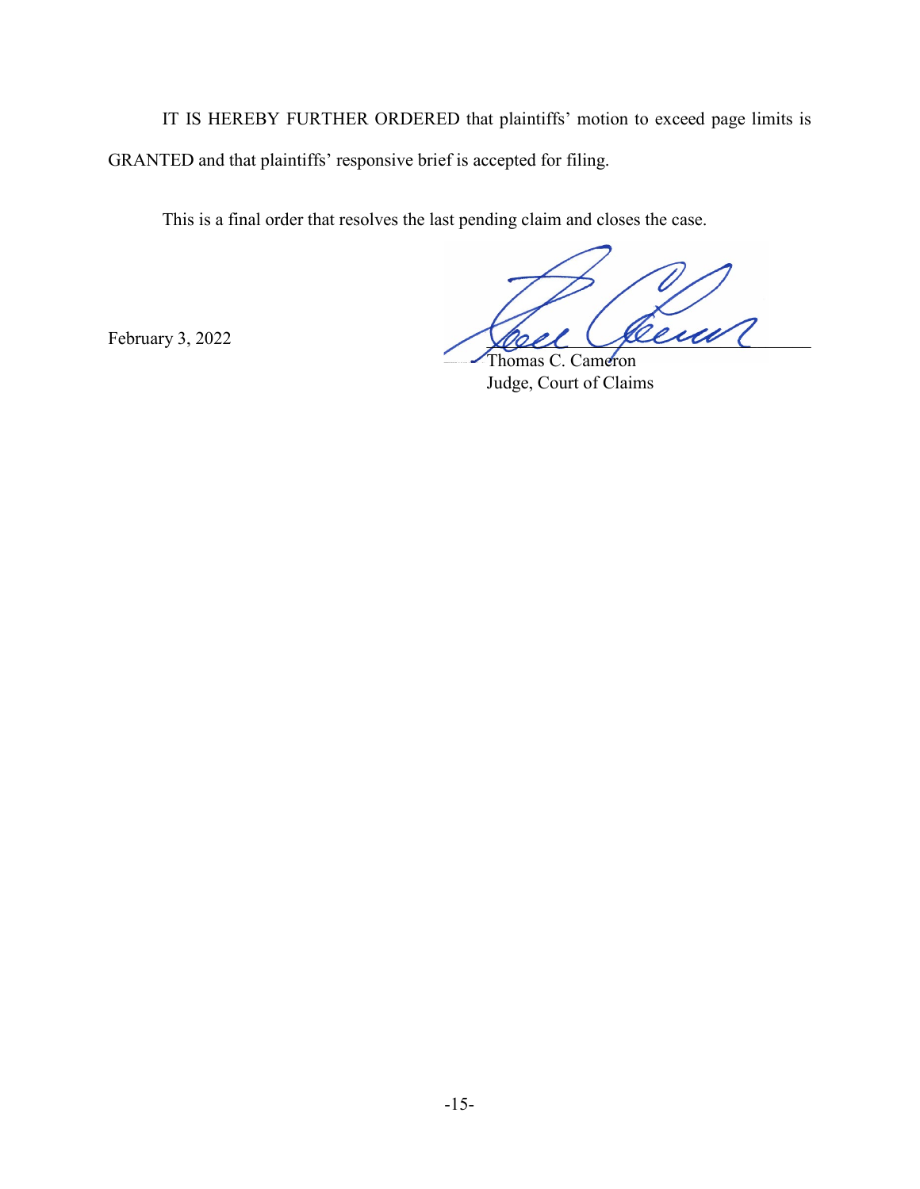IT IS HEREBY FURTHER ORDERED that plaintiffs' motion to exceed page limits is GRANTED and that plaintiffs' responsive brief is accepted for filing.

This is a final order that resolves the last pending claim and closes the case.

February 3, 2022

Thomas C. Cameron
Judge, Court of Claims